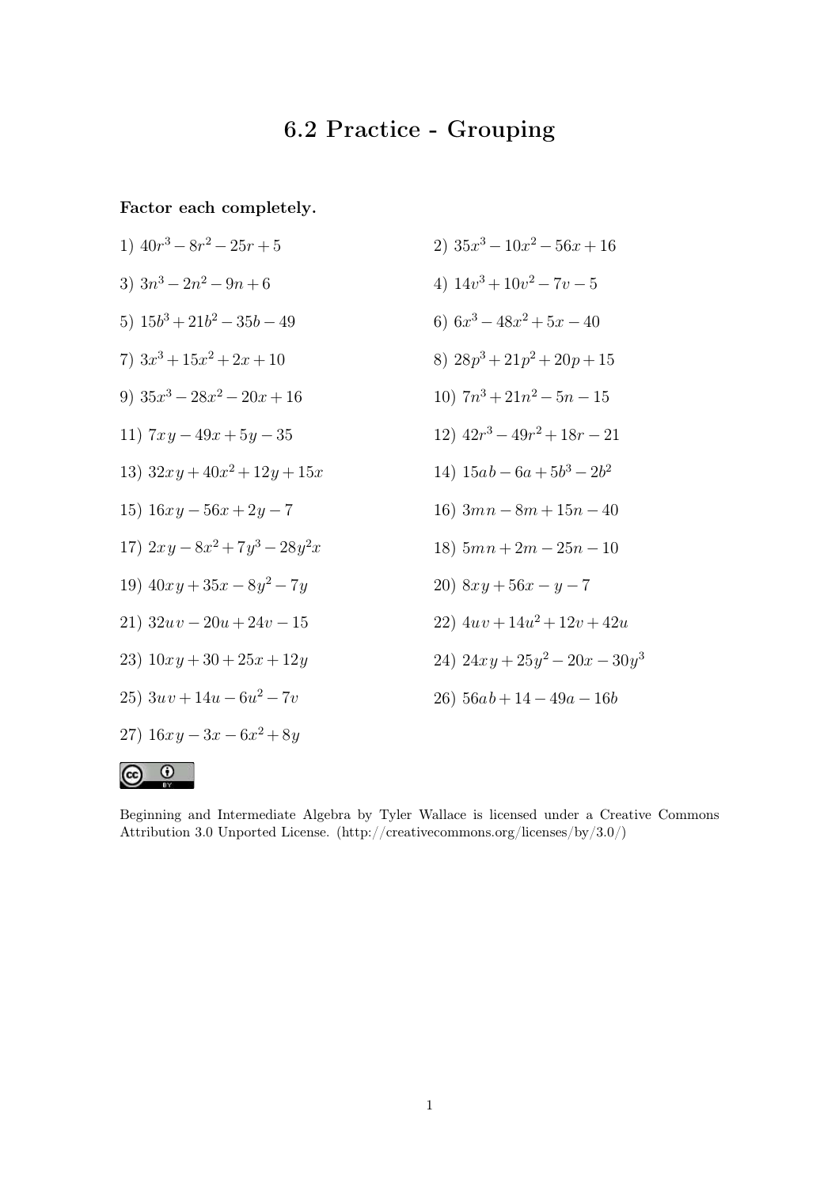# 6.2 Practice - Grouping

**Factor each completely.**

1) $40r^3 - 8r^2 - 25r + 5$

2) $35x^3 - 10x^2 - 56x + 16$

3) $3n^3 - 2n^2 - 9n + 6$

4) $14v^3 + 10v^2 - 7v - 5$

5) $15b^3 + 21b^2 - 35b - 49$

6) $6x^3 - 48x^2 + 5x - 40$

7) $3x^3 + 15x^2 + 2x + 10$

8) $28p^3 + 21p^2 + 20p + 15$

9) $35x^3 - 28x^2 - 20x + 16$

10) $7n^3 + 21n^2 - 5n - 15$

11) $7xy - 49x + 5y - 35$

12) $42r^3 - 49r^2 + 18r - 21$

13) $32xy + 40x^2 + 12y + 15x$

14) $15ab - 6a + 5b^3 - 2b^2$

15) $16xy - 56x + 2y - 7$

16) $3mn - 8m + 15n - 40$

17) $2xy - 8x^2 + 7y^3 - 28y^2x$

18) $5mn + 2m - 25n - 10$

19) $40xy + 35x - 8y^2 - 7y$

20) $8xy + 56x - y - 7$

21) $32uv - 20u + 24v - 15$

22) $4uv + 14u^2 + 12v + 42u$

23) $10xy + 30 + 25x + 12y$

24) $24xy + 25y^2 - 20x - 30y^3$

25) $3uv + 14u - 6u^2 - 7v$

26) $56ab + 14 - 49a - 16b$

27) $16xy - 3x - 6x^2 + 8y$

Beginning and Intermediate Algebra by Tyler Wallace is licensed under a Creative Commons Attribution 3.0 Unported License. (http://creativecommons.org/licenses/by/3.0/)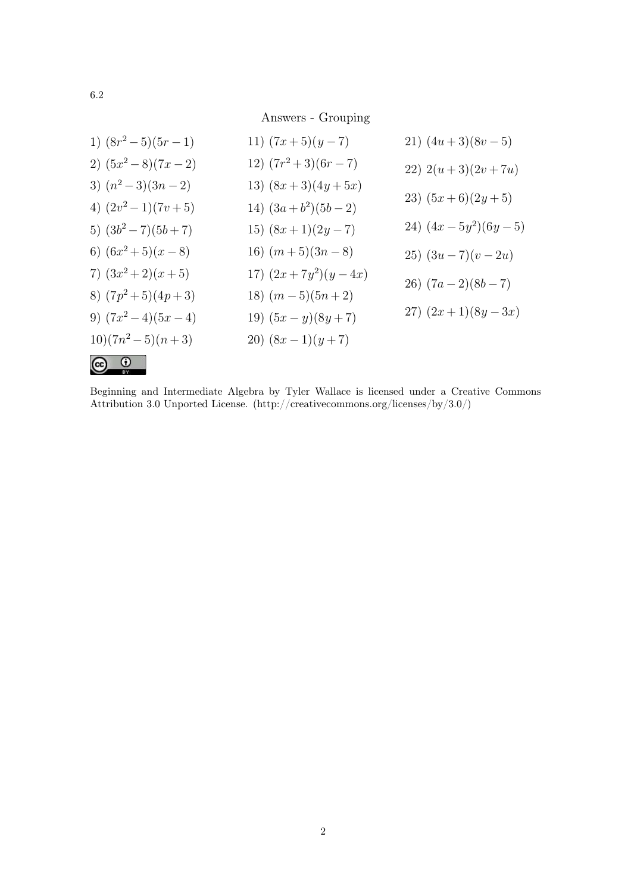6.2

## Answers - Grouping

1) $(8r^2-5)(5r-1)$

2) $(5x^2-8)(7x-2)$

3) $(n^2-3)(3n-2)$

4) $(2v^2-1)(7v+5)$

5) $(3b^2-7)(5b+7)$

6) $(6x^2+5)(x-8)$

7) $(3x^2+2)(x+5)$

8) $(7p^2+5)(4p+3)$

9) $(7x^2-4)(5x-4)$

10) $(7n^2-5)(n+3)$

11) $(7x+5)(y-7)$

12) $(7r^2+3)(6r-7)$

13) $(8x+3)(4y+5x)$

14) $(3a+b^2)(5b-2)$

15) $(8x+1)(2y-7)$

16) $(m+5)(3n-8)$

17) $(2x+7y^2)(y-4x)$

18) $(m-5)(5n+2)$

19) $(5x-y)(8y+7)$

20) $(8x-1)(y+7)$

21) $(4u+3)(8v-5)$

22) $2(u+3)(2v+7u)$

23) $(5x+6)(2y+5)$

24) $(4x-5y^2)(6y-5)$

25) $(3u-7)(v-2u)$

26) $(7a-2)(8b-7)$

27) $(2x+1)(8y-3x)$

Beginning and Intermediate Algebra by Tyler Wallace is licensed under a Creative Commons Attribution 3.0 Unported License. (http://creativecommons.org/licenses/by/3.0/)